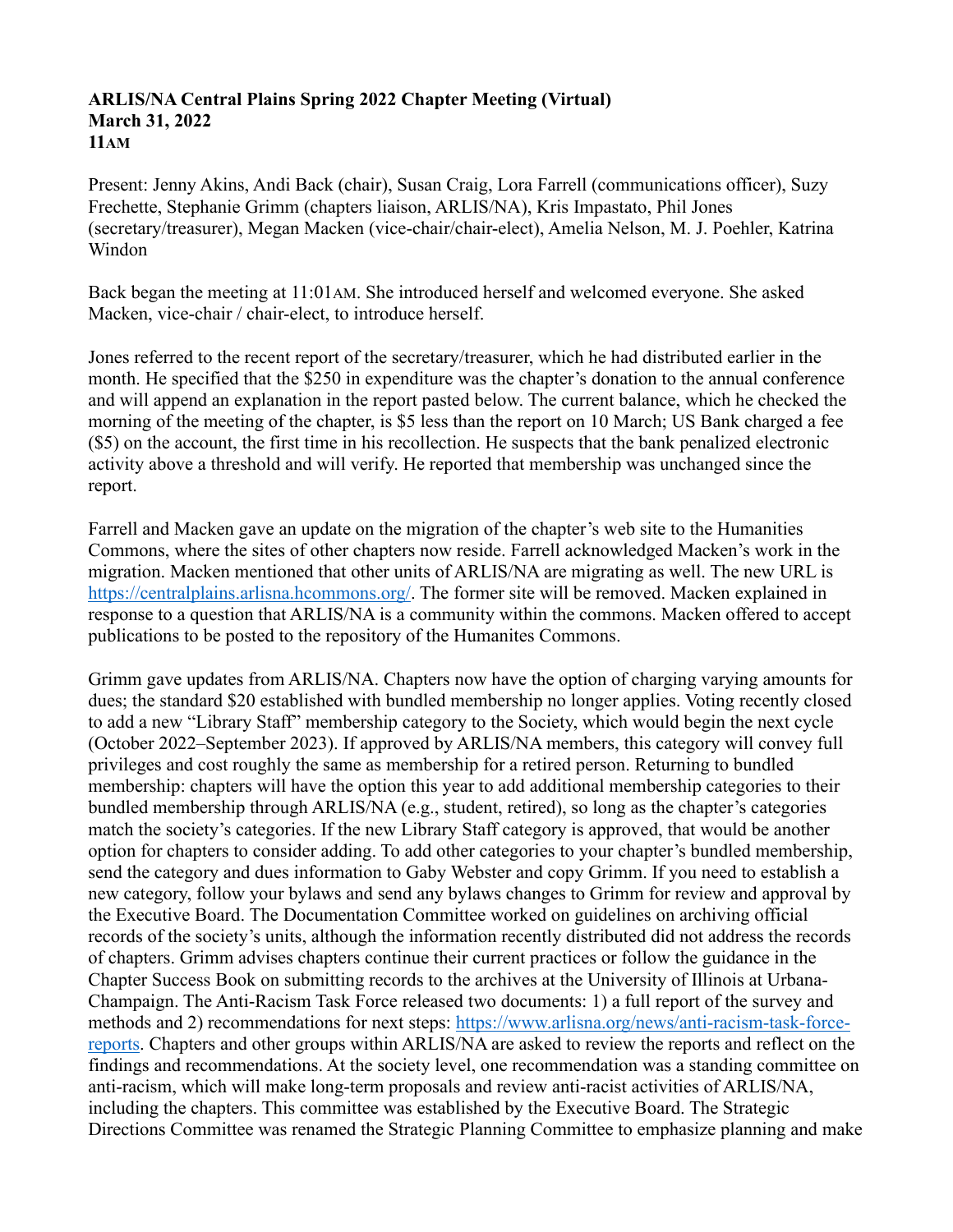**ARLIS/NA Central Plains Spring 2022 Chapter Meeting (Virtual)**
**March 31, 2022**
**11AM**

Present: Jenny Akins, Andi Back (chair), Susan Craig, Lora Farrell (communications officer), Suzy Frechette, Stephanie Grimm (chapters liaison, ARLIS/NA), Kris Impastato, Phil Jones (secretary/treasurer), Megan Macken (vice-chair/chair-elect), Amelia Nelson, M. J. Poehler, Katrina Windon

Back began the meeting at 11:01AM. She introduced herself and welcomed everyone. She asked Macken, vice-chair / chair-elect, to introduce herself.

Jones referred to the recent report of the secretary/treasurer, which he had distributed earlier in the month. He specified that the $250 in expenditure was the chapter's donation to the annual conference and will append an explanation in the report pasted below. The current balance, which he checked the morning of the meeting of the chapter, is $5 less than the report on 10 March; US Bank charged a fee ($5) on the account, the first time in his recollection. He suspects that the bank penalized electronic activity above a threshold and will verify. He reported that membership was unchanged since the report.

Farrell and Macken gave an update on the migration of the chapter's web site to the Humanities Commons, where the sites of other chapters now reside. Farrell acknowledged Macken's work in the migration. Macken mentioned that other units of ARLIS/NA are migrating as well. The new URL is https://centralplains.arlisna.hcommons.org/. The former site will be removed. Macken explained in response to a question that ARLIS/NA is a community within the commons. Macken offered to accept publications to be posted to the repository of the Humanites Commons.

Grimm gave updates from ARLIS/NA. Chapters now have the option of charging varying amounts for dues; the standard $20 established with bundled membership no longer applies. Voting recently closed to add a new "Library Staff" membership category to the Society, which would begin the next cycle (October 2022–September 2023). If approved by ARLIS/NA members, this category will convey full privileges and cost roughly the same as membership for a retired person. Returning to bundled membership: chapters will have the option this year to add additional membership categories to their bundled membership through ARLIS/NA (e.g., student, retired), so long as the chapter's categories match the society's categories. If the new Library Staff category is approved, that would be another option for chapters to consider adding. To add other categories to your chapter's bundled membership, send the category and dues information to Gaby Webster and copy Grimm. If you need to establish a new category, follow your bylaws and send any bylaws changes to Grimm for review and approval by the Executive Board. The Documentation Committee worked on guidelines on archiving official records of the society's units, although the information recently distributed did not address the records of chapters. Grimm advises chapters continue their current practices or follow the guidance in the Chapter Success Book on submitting records to the archives at the University of Illinois at Urbana-Champaign. The Anti-Racism Task Force released two documents: 1) a full report of the survey and methods and 2) recommendations for next steps: https://www.arlisna.org/news/anti-racism-task-force-reports. Chapters and other groups within ARLIS/NA are asked to review the reports and reflect on the findings and recommendations. At the society level, one recommendation was a standing committee on anti-racism, which will make long-term proposals and review anti-racist activities of ARLIS/NA, including the chapters. This committee was established by the Executive Board. The Strategic Directions Committee was renamed the Strategic Planning Committee to emphasize planning and make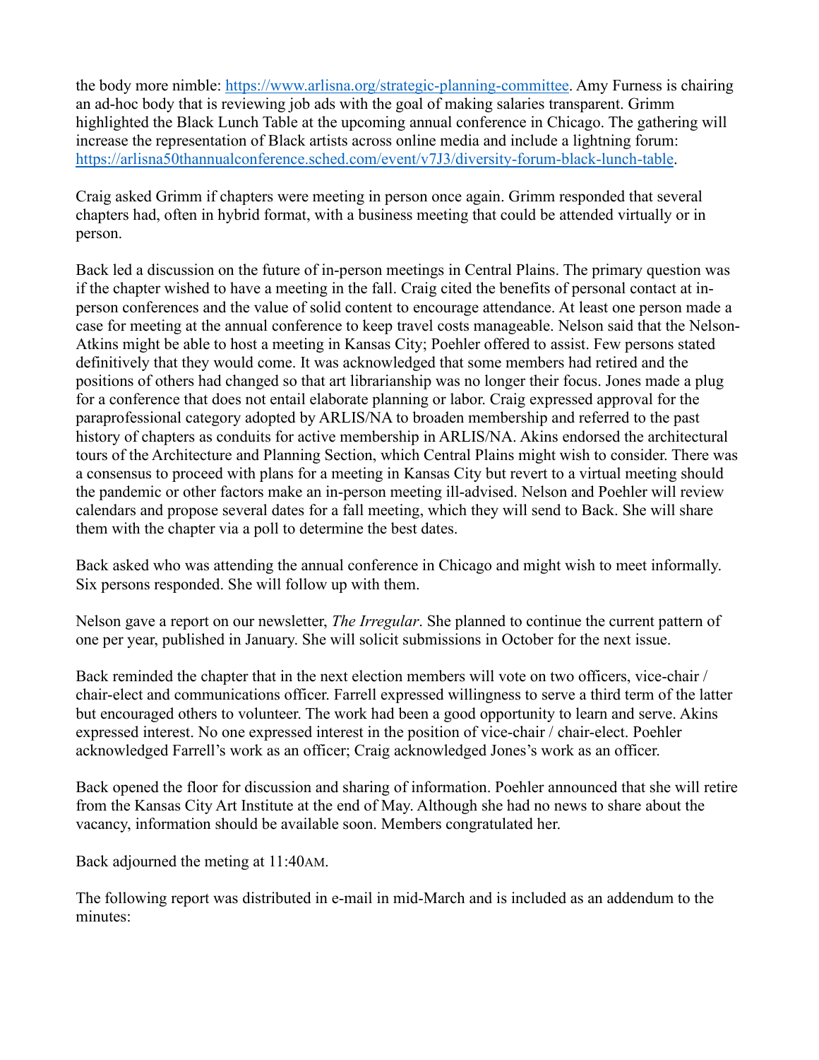the body more nimble: [https://www.arlisna.org/strategic-planning-committee](https://www.arlisna.org/strategic-planning-committee). Amy Furness is chairing an ad-hoc body that is reviewing job ads with the goal of making salaries transparent. Grimm highlighted the Black Lunch Table at the upcoming annual conference in Chicago. The gathering will increase the representation of Black artists across online media and include a lightning forum: [https://arlisna50thannualconference.sched.com/event/v7J3/diversity-forum-black-lunch-table](https://arlisna50thannualconference.sched.com/event/v7J3/diversity-forum-black-lunch-table).

Craig asked Grimm if chapters were meeting in person once again. Grimm responded that several chapters had, often in hybrid format, with a business meeting that could be attended virtually or in person.

Back led a discussion on the future of in-person meetings in Central Plains. The primary question was if the chapter wished to have a meeting in the fall. Craig cited the benefits of personal contact at in-person conferences and the value of solid content to encourage attendance. At least one person made a case for meeting at the annual conference to keep travel costs manageable. Nelson said that the Nelson-Atkins might be able to host a meeting in Kansas City; Poehler offered to assist. Few persons stated definitively that they would come. It was acknowledged that some members had retired and the positions of others had changed so that art librarianship was no longer their focus. Jones made a plug for a conference that does not entail elaborate planning or labor. Craig expressed approval for the paraprofessional category adopted by ARLIS/NA to broaden membership and referred to the past history of chapters as conduits for active membership in ARLIS/NA. Akins endorsed the architectural tours of the Architecture and Planning Section, which Central Plains might wish to consider. There was a consensus to proceed with plans for a meeting in Kansas City but revert to a virtual meeting should the pandemic or other factors make an in-person meeting ill-advised. Nelson and Poehler will review calendars and propose several dates for a fall meeting, which they will send to Back. She will share them with the chapter via a poll to determine the best dates.

Back asked who was attending the annual conference in Chicago and might wish to meet informally. Six persons responded. She will follow up with them.

Nelson gave a report on our newsletter, *The Irregular*. She planned to continue the current pattern of one per year, published in January. She will solicit submissions in October for the next issue.

Back reminded the chapter that in the next election members will vote on two officers, vice-chair / chair-elect and communications officer. Farrell expressed willingness to serve a third term of the latter but encouraged others to volunteer. The work had been a good opportunity to learn and serve. Akins expressed interest. No one expressed interest in the position of vice-chair / chair-elect. Poehler acknowledged Farrell's work as an officer; Craig acknowledged Jones's work as an officer.

Back opened the floor for discussion and sharing of information. Poehler announced that she will retire from the Kansas City Art Institute at the end of May. Although she had no news to share about the vacancy, information should be available soon. Members congratulated her.

Back adjourned the meting at 11:40AM.

The following report was distributed in e-mail in mid-March and is included as an addendum to the minutes: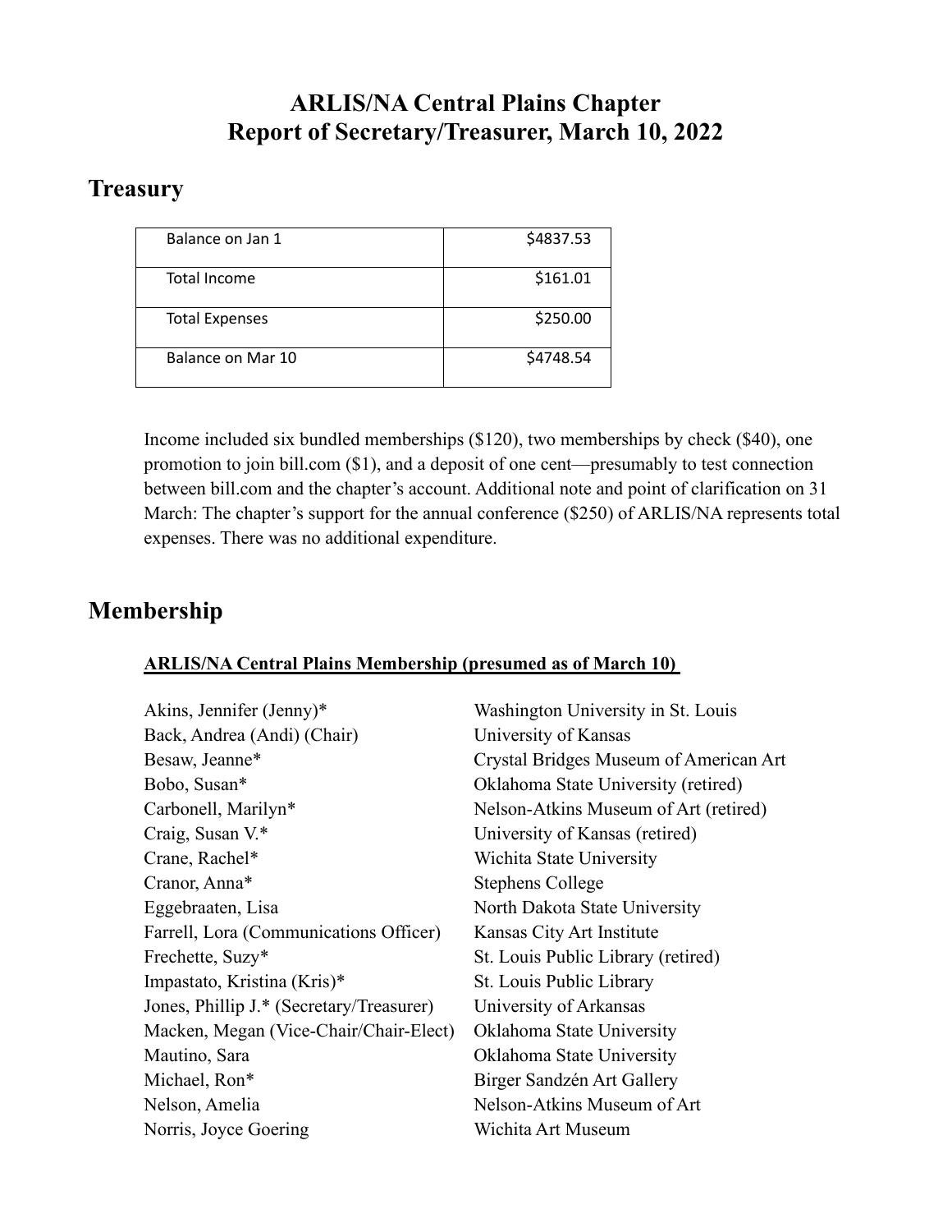# ARLIS/NA Central Plains Chapter
# Report of Secretary/Treasurer, March 10, 2022

## Treasury

| | |
|---|---|
| Balance on Jan 1 | $4837.53 |
| Total Income | $161.01 |
| Total Expenses | $250.00 |
| Balance on Mar 10 | $4748.54 |

Income included six bundled memberships ($120), two memberships by check ($40), one promotion to join bill.com ($1), and a deposit of one cent—presumably to test connection between bill.com and the chapter's account. Additional note and point of clarification on 31 March: The chapter's support for the annual conference ($250) of ARLIS/NA represents total expenses. There was no additional expenditure.

## Membership

**ARLIS/NA Central Plains Membership (presumed as of March 10)**

| Name | Institution |
|---|---|
| Akins, Jennifer (Jenny)* | Washington University in St. Louis |
| Back, Andrea (Andi) (Chair) | University of Kansas |
| Besaw, Jeanne* | Crystal Bridges Museum of American Art |
| Bobo, Susan* | Oklahoma State University (retired) |
| Carbonell, Marilyn* | Nelson-Atkins Museum of Art (retired) |
| Craig, Susan V.* | University of Kansas (retired) |
| Crane, Rachel* | Wichita State University |
| Cranor, Anna* | Stephens College |
| Eggebraaten, Lisa | North Dakota State University |
| Farrell, Lora (Communications Officer) | Kansas City Art Institute |
| Frechette, Suzy* | St. Louis Public Library (retired) |
| Impastato, Kristina (Kris)* | St. Louis Public Library |
| Jones, Phillip J.* (Secretary/Treasurer) | University of Arkansas |
| Macken, Megan (Vice-Chair/Chair-Elect) | Oklahoma State University |
| Mautino, Sara | Oklahoma State University |
| Michael, Ron* | Birger Sandzén Art Gallery |
| Nelson, Amelia | Nelson-Atkins Museum of Art |
| Norris, Joyce Goering | Wichita Art Museum |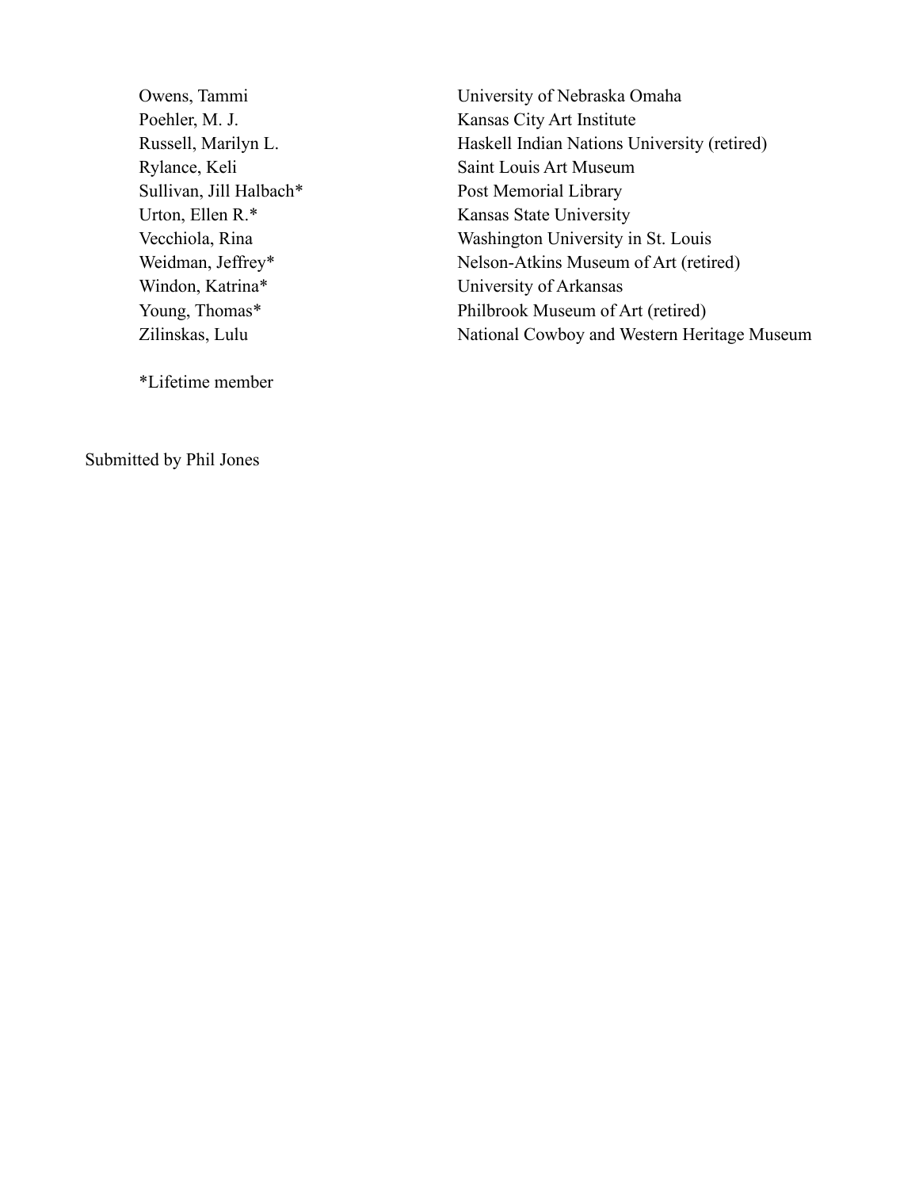| | |
|---|---|
| Owens, Tammi | University of Nebraska Omaha |
| Poehler, M. J. | Kansas City Art Institute |
| Russell, Marilyn L. | Haskell Indian Nations University (retired) |
| Rylance, Keli | Saint Louis Art Museum |
| Sullivan, Jill Halbach* | Post Memorial Library |
| Urton, Ellen R.* | Kansas State University |
| Vecchiola, Rina | Washington University in St. Louis |
| Weidman, Jeffrey* | Nelson-Atkins Museum of Art (retired) |
| Windon, Katrina* | University of Arkansas |
| Young, Thomas* | Philbrook Museum of Art (retired) |
| Zilinskas, Lulu | National Cowboy and Western Heritage Museum |

*Lifetime member

Submitted by Phil Jones